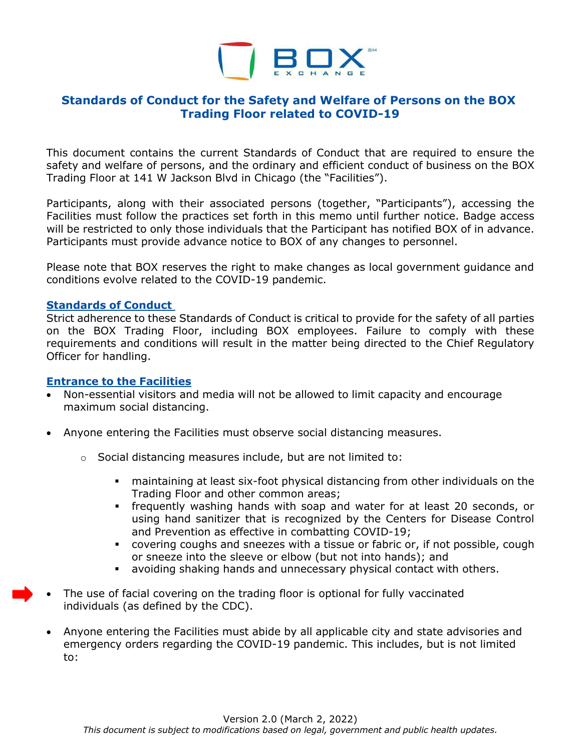# Standards of Conduct for the Safety and Welfare of Persons on the BOX Trading Floor related to COVID-19

This document contains the current Standards of Conduct that are required to ensure the safety and welfare of persons, and the ordinary and efficient conduct of business on the BOX Trading Floor at 141 W Jackson Blvd in Chicago (the "Facilities").

Participants, along with their associated persons (together, "Participants"), accessing the Facilities must follow the practices set forth in this memo until further notice. Badge access will be restricted to only those individuals that the Participant has notified BOX of in advance. Participants must provide advance notice to BOX of any changes to personnel.

Please note that BOX reserves the right to make changes as local government guidance and conditions evolve related to the COVID-19 pandemic.

## Standards of Conduct

Strict adherence to these Standards of Conduct is critical to provide for the safety of all parties on the BOX Trading Floor, including BOX employees. Failure to comply with these requirements and conditions will result in the matter being directed to the Chief Regulatory Officer for handling.

## Entrance to the Facilities

- Non-essential visitors and media will not be allowed to limit capacity and encourage maximum social distancing.
- Anyone entering the Facilities must observe social distancing measures.
  - Social distancing measures include, but are not limited to:
    - maintaining at least six-foot physical distancing from other individuals on the Trading Floor and other common areas;
    - frequently washing hands with soap and water for at least 20 seconds, or using hand sanitizer that is recognized by the Centers for Disease Control and Prevention as effective in combatting COVID-19;
    - covering coughs and sneezes with a tissue or fabric or, if not possible, cough or sneeze into the sleeve or elbow (but not into hands); and
    - avoiding shaking hands and unnecessary physical contact with others.
- The use of facial covering on the trading floor is optional for fully vaccinated individuals (as defined by the CDC).
- Anyone entering the Facilities must abide by all applicable city and state advisories and emergency orders regarding the COVID-19 pandemic. This includes, but is not limited to:

Version 2.0 (March 2, 2022)

*This document is subject to modifications based on legal, government and public health updates.*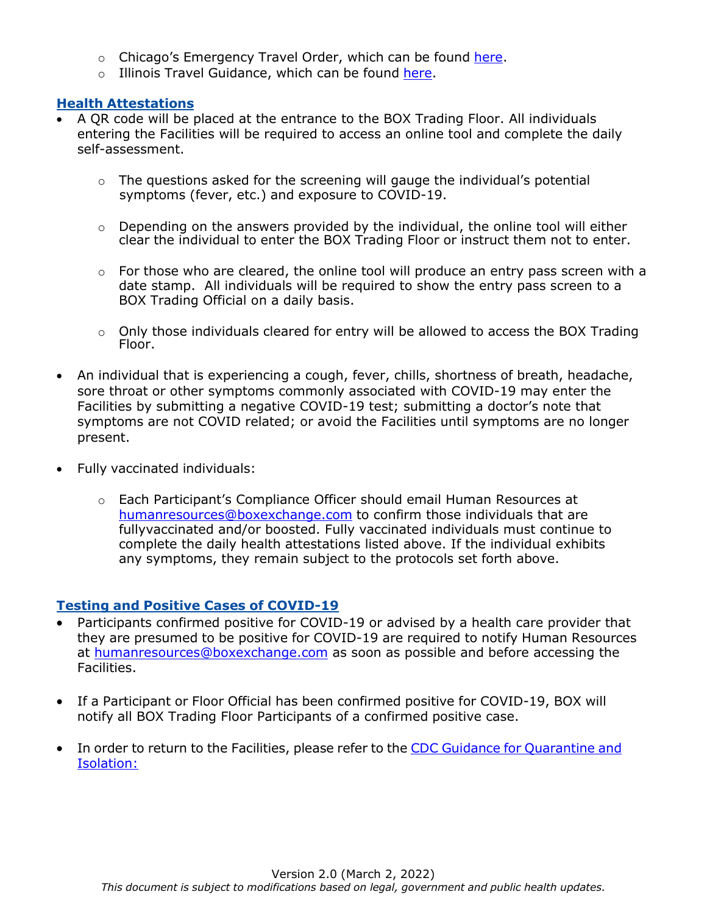- Chicago's Emergency Travel Order, which can be found here.
- Illinois Travel Guidance, which can be found here.

## Health Attestations

- A QR code will be placed at the entrance to the BOX Trading Floor. All individuals entering the Facilities will be required to access an online tool and complete the daily self-assessment.
  - The questions asked for the screening will gauge the individual's potential symptoms (fever, etc.) and exposure to COVID-19.
  - Depending on the answers provided by the individual, the online tool will either clear the individual to enter the BOX Trading Floor or instruct them not to enter.
  - For those who are cleared, the online tool will produce an entry pass screen with a date stamp. All individuals will be required to show the entry pass screen to a BOX Trading Official on a daily basis.
  - Only those individuals cleared for entry will be allowed to access the BOX Trading Floor.
- An individual that is experiencing a cough, fever, chills, shortness of breath, headache, sore throat or other symptoms commonly associated with COVID-19 may enter the Facilities by submitting a negative COVID-19 test; submitting a doctor's note that symptoms are not COVID related; or avoid the Facilities until symptoms are no longer present.
- Fully vaccinated individuals:
  - Each Participant's Compliance Officer should email Human Resources at humanresources@boxexchange.com to confirm those individuals that are fullyvaccinated and/or boosted. Fully vaccinated individuals must continue to complete the daily health attestations listed above. If the individual exhibits any symptoms, they remain subject to the protocols set forth above.

## Testing and Positive Cases of COVID-19

- Participants confirmed positive for COVID-19 or advised by a health care provider that they are presumed to be positive for COVID-19 are required to notify Human Resources at humanresources@boxexchange.com as soon as possible and before accessing the Facilities.
- If a Participant or Floor Official has been confirmed positive for COVID-19, BOX will notify all BOX Trading Floor Participants of a confirmed positive case.
- In order to return to the Facilities, please refer to the CDC Guidance for Quarantine and Isolation:

Version 2.0 (March 2, 2022)
*This document is subject to modifications based on legal, government and public health updates.*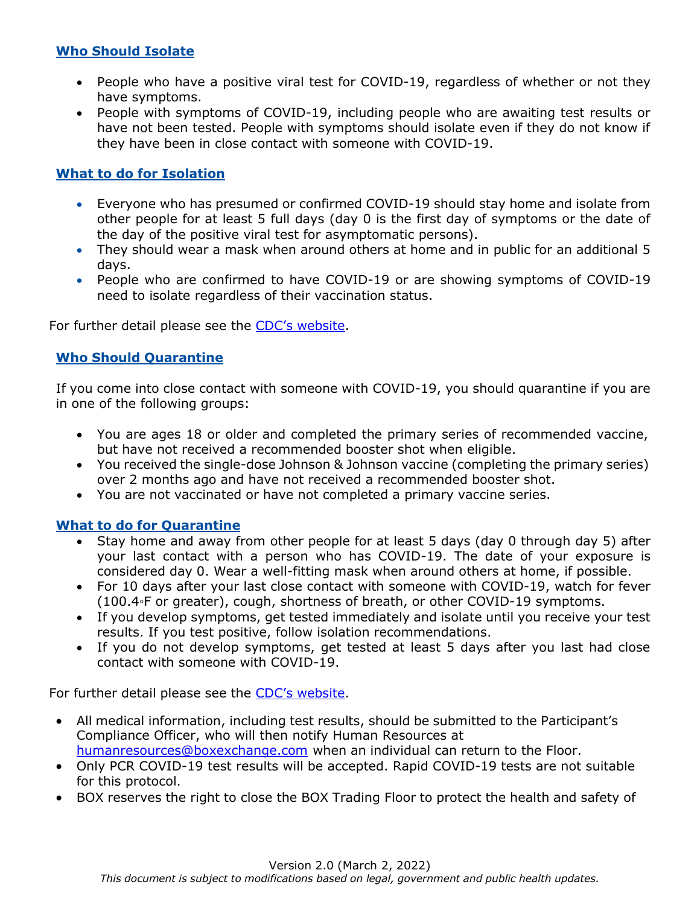## Who Should Isolate

- People who have a positive viral test for COVID-19, regardless of whether or not they have symptoms.
- People with symptoms of COVID-19, including people who are awaiting test results or have not been tested. People with symptoms should isolate even if they do not know if they have been in close contact with someone with COVID-19.

## What to do for Isolation

- Everyone who has presumed or confirmed COVID-19 should stay home and isolate from other people for at least 5 full days (day 0 is the first day of symptoms or the date of the day of the positive viral test for asymptomatic persons).
- They should wear a mask when around others at home and in public for an additional 5 days.
- People who are confirmed to have COVID-19 or are showing symptoms of COVID-19 need to isolate regardless of their vaccination status.

For further detail please see the [CDC's website](#).

## Who Should Quarantine

If you come into close contact with someone with COVID-19, you should quarantine if you are in one of the following groups:

- You are ages 18 or older and completed the primary series of recommended vaccine, but have not received a recommended booster shot when eligible.
- You received the single-dose Johnson & Johnson vaccine (completing the primary series) over 2 months ago and have not received a recommended booster shot.
- You are not vaccinated or have not completed a primary vaccine series.

## What to do for Quarantine

- Stay home and away from other people for at least 5 days (day 0 through day 5) after your last contact with a person who has COVID-19. The date of your exposure is considered day 0. Wear a well-fitting mask when around others at home, if possible.
- For 10 days after your last close contact with someone with COVID-19, watch for fever (100.4◦F or greater), cough, shortness of breath, or other COVID-19 symptoms.
- If you develop symptoms, get tested immediately and isolate until you receive your test results. If you test positive, follow isolation recommendations.
- If you do not develop symptoms, get tested at least 5 days after you last had close contact with someone with COVID-19.

For further detail please see the [CDC's website](#).

- All medical information, including test results, should be submitted to the Participant's Compliance Officer, who will then notify Human Resources at humanresources@boxexchange.com when an individual can return to the Floor.
- Only PCR COVID-19 test results will be accepted. Rapid COVID-19 tests are not suitable for this protocol.
- BOX reserves the right to close the BOX Trading Floor to protect the health and safety of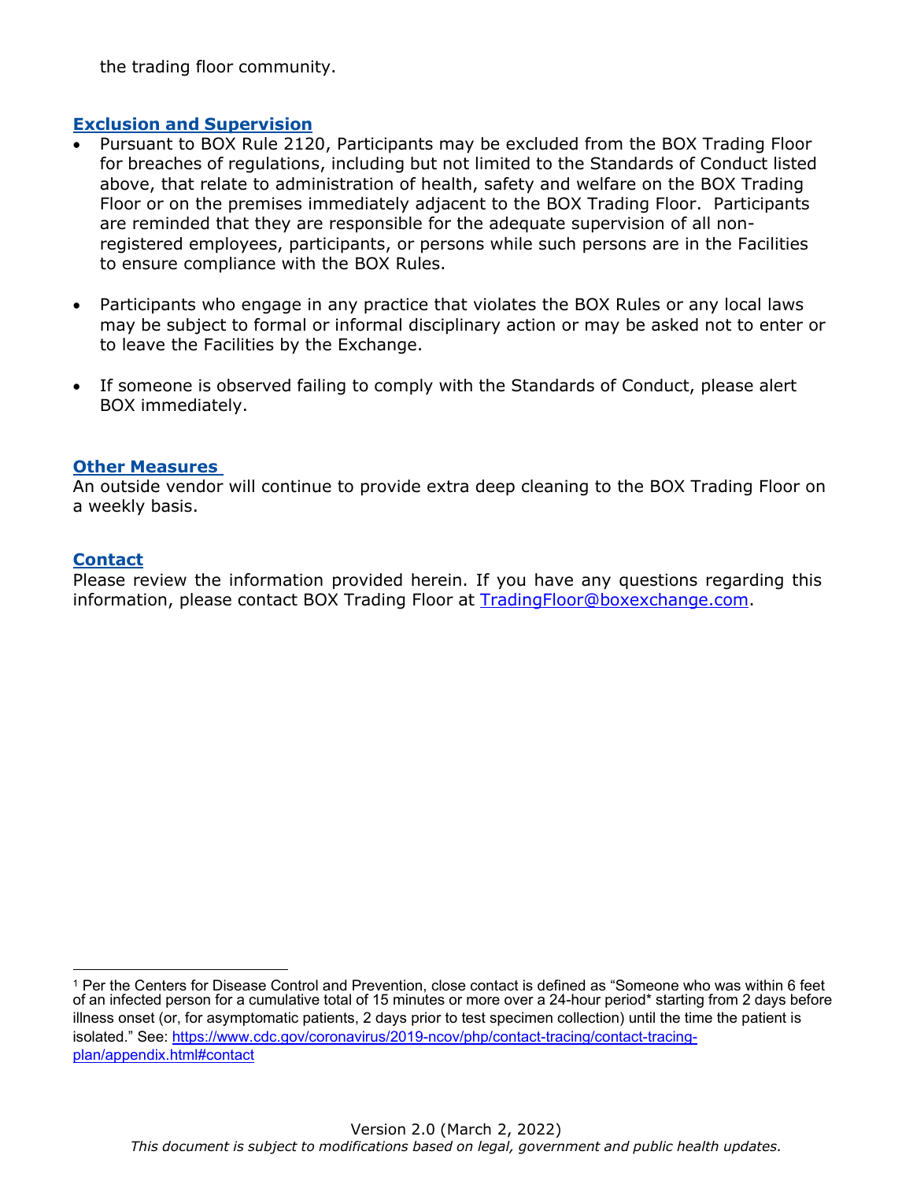the trading floor community.

## Exclusion and Supervision

- Pursuant to BOX Rule 2120, Participants may be excluded from the BOX Trading Floor for breaches of regulations, including but not limited to the Standards of Conduct listed above, that relate to administration of health, safety and welfare on the BOX Trading Floor or on the premises immediately adjacent to the BOX Trading Floor. Participants are reminded that they are responsible for the adequate supervision of all non-registered employees, participants, or persons while such persons are in the Facilities to ensure compliance with the BOX Rules.

- Participants who engage in any practice that violates the BOX Rules or any local laws may be subject to formal or informal disciplinary action or may be asked not to enter or to leave the Facilities by the Exchange.

- If someone is observed failing to comply with the Standards of Conduct, please alert BOX immediately.

## Other Measures

An outside vendor will continue to provide extra deep cleaning to the BOX Trading Floor on a weekly basis.

## Contact

Please review the information provided herein. If you have any questions regarding this information, please contact BOX Trading Floor at TradingFloor@boxexchange.com.

---

[1] Per the Centers for Disease Control and Prevention, close contact is defined as "Someone who was within 6 feet of an infected person for a cumulative total of 15 minutes or more over a 24-hour period* starting from 2 days before illness onset (or, for asymptomatic patients, 2 days prior to test specimen collection) until the time the patient is isolated." See: https://www.cdc.gov/coronavirus/2019-ncov/php/contact-tracing/contact-tracing-plan/appendix.html#contact

Version 2.0 (March 2, 2022)

*This document is subject to modifications based on legal, government and public health updates.*